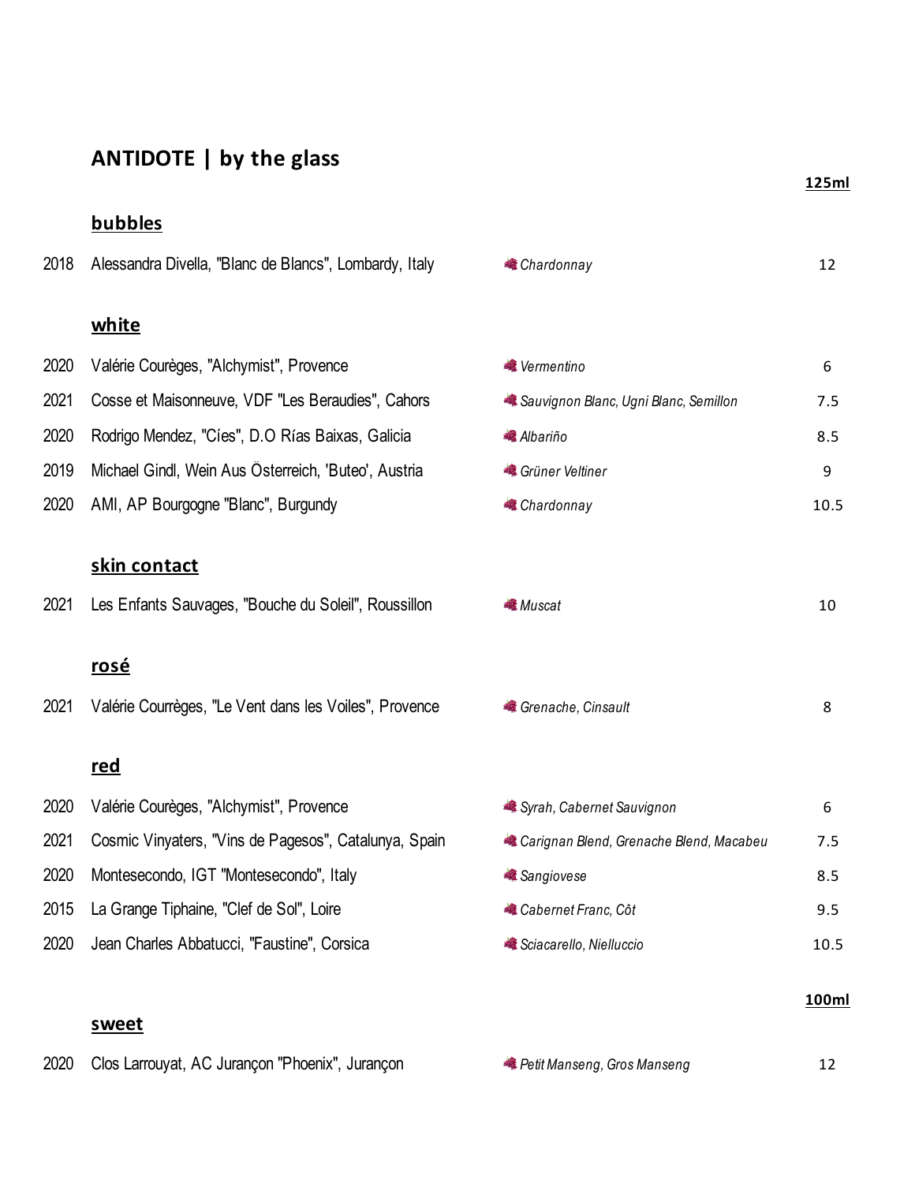# ANTIDOTE | by the glass

| | | | 125ml |
|---|---|---|---|
| | **bubbles** | | |
| 2018 | Alessandra Divella, "Blanc de Blancs", Lombardy, Italy | *Chardonnay* | 12 |
| | **white** | | |
| 2020 | Valérie Courèges, "Alchymist", Provence | *Vermentino* | 6 |
| 2021 | Cosse et Maisonneuve, VDF "Les Beraudies", Cahors | *Sauvignon Blanc, Ugni Blanc, Semillon* | 7.5 |
| 2020 | Rodrigo Mendez, "Cíes", D.O Rías Baixas, Galicia | *Albariño* | 8.5 |
| 2019 | Michael Gindl, Wein Aus Österreich, 'Buteo', Austria | *Grüner Veltiner* | 9 |
| 2020 | AMI, AP Bourgogne "Blanc", Burgundy | *Chardonnay* | 10.5 |
| | **skin contact** | | |
| 2021 | Les Enfants Sauvages, "Bouche du Soleil", Roussillon | *Muscat* | 10 |
| | **rosé** | | |
| 2021 | Valérie Courrèges, "Le Vent dans les Voiles", Provence | *Grenache, Cinsault* | 8 |
| | **red** | | |
| 2020 | Valérie Courèges, "Alchymist", Provence | *Syrah, Cabernet Sauvignon* | 6 |
| 2021 | Cosmic Vinyaters, "Vins de Pagesos", Catalunya, Spain | *Carignan Blend, Grenache Blend, Macabeu* | 7.5 |
| 2020 | Montesecondo, IGT "Montesecondo", Italy | *Sangiovese* | 8.5 |
| 2015 | La Grange Tiphaine, "Clef de Sol", Loire | *Cabernet Franc, Côt* | 9.5 |
| 2020 | Jean Charles Abbatucci, "Faustine", Corsica | *Sciacarello, Nielluccio* | 10.5 |
| | | | **100ml** |
| | **sweet** | | |
| 2020 | Clos Larrouyat, AC Jurançon "Phoenix", Jurançon | *Petit Manseng, Gros Manseng* | 12 |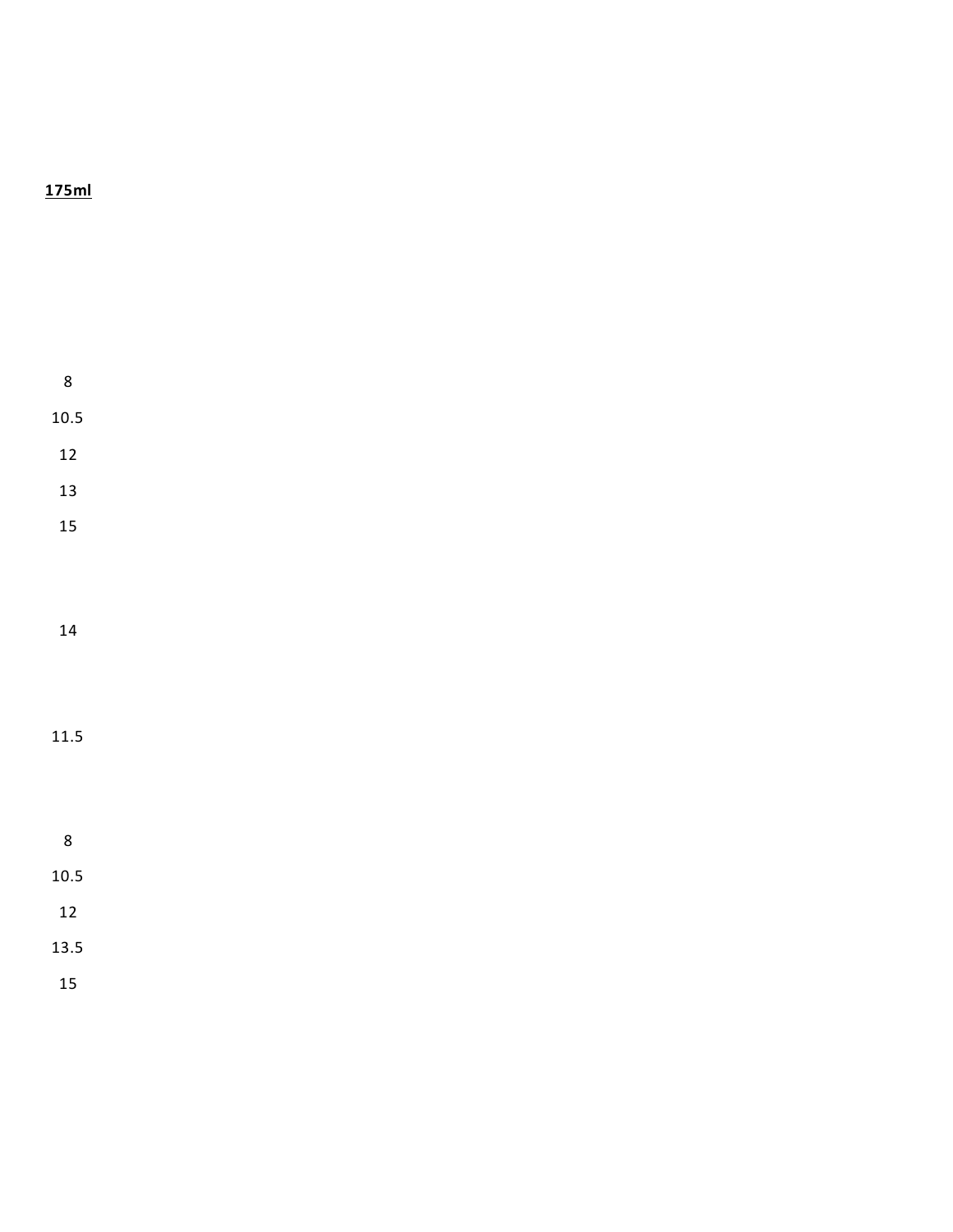**175ml**

8

10.5

12

13

15

14

11.5

8

10.5

12

13.5

15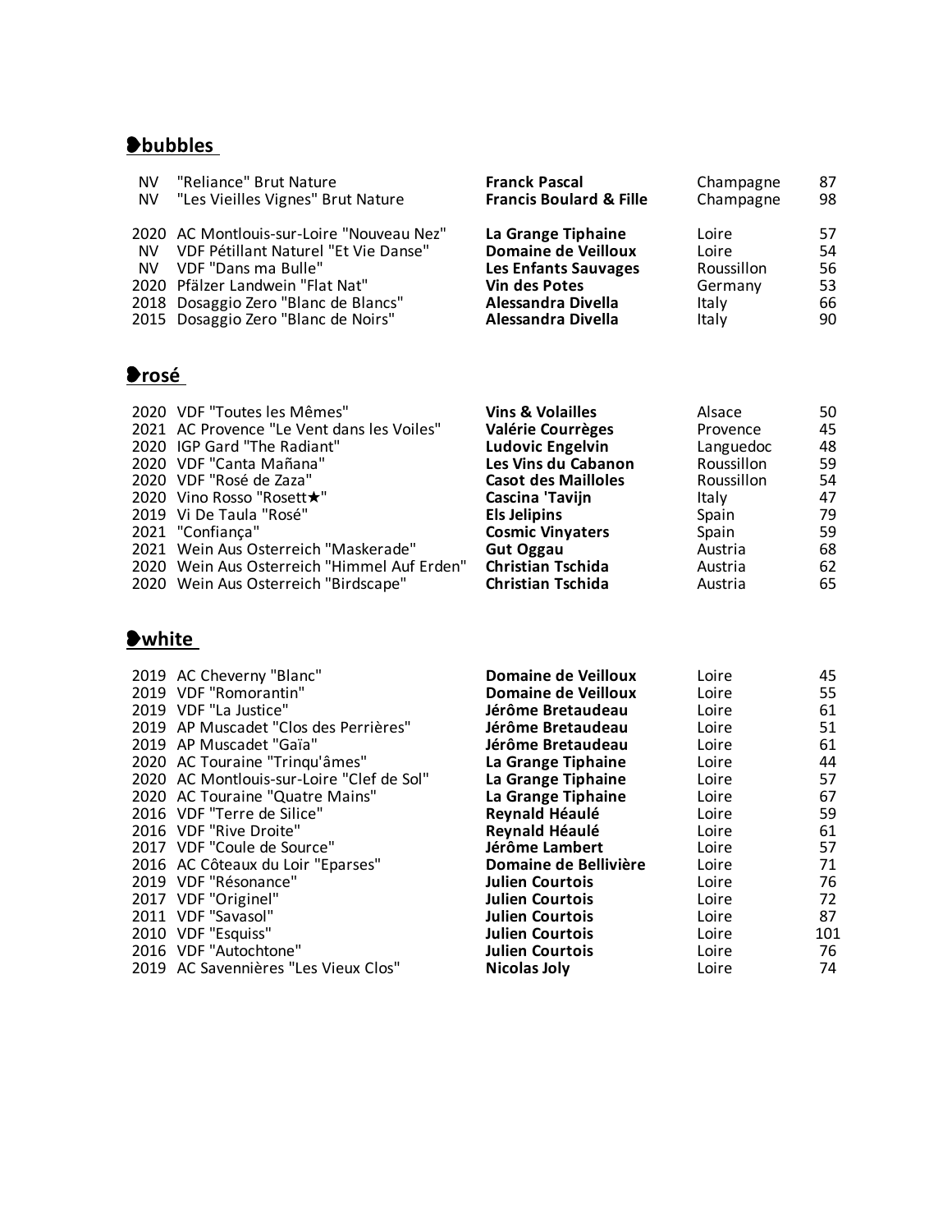## ❥bubbles

| | | | | |
|---|---|---|---|---|
| NV | "Reliance" Brut Nature | **Franck Pascal** | Champagne | 87 |
| NV | "Les Vieilles Vignes" Brut Nature | **Francis Boulard & Fille** | Champagne | 98 |
| 2020 | AC Montlouis-sur-Loire "Nouveau Nez" | **La Grange Tiphaine** | Loire | 57 |
| NV | VDF Pétillant Naturel "Et Vie Danse" | **Domaine de Veilloux** | Loire | 54 |
| NV | VDF "Dans ma Bulle" | **Les Enfants Sauvages** | Roussillon | 56 |
| 2020 | Pfälzer Landwein "Flat Nat" | **Vin des Potes** | Germany | 53 |
| 2018 | Dosaggio Zero "Blanc de Blancs" | **Alessandra Divella** | Italy | 66 |
| 2015 | Dosaggio Zero "Blanc de Noirs" | **Alessandra Divella** | Italy | 90 |

## ❥rosé

| | | | | |
|---|---|---|---|---|
| 2020 | VDF "Toutes les Mêmes" | **Vins & Volailles** | Alsace | 50 |
| 2021 | AC Provence "Le Vent dans les Voiles" | **Valérie Courrèges** | Provence | 45 |
| 2020 | IGP Gard "The Radiant" | **Ludovic Engelvin** | Languedoc | 48 |
| 2020 | VDF "Canta Mañana" | **Les Vins du Cabanon** | Roussillon | 59 |
| 2020 | VDF "Rosé de Zaza" | **Casot des Mailloles** | Roussillon | 54 |
| 2020 | Vino Rosso "Rosett★" | **Cascina 'Tavijn** | Italy | 47 |
| 2019 | Vi De Taula "Rosé" | **Els Jelipins** | Spain | 79 |
| 2021 | "Confiança" | **Cosmic Vinyaters** | Spain | 59 |
| 2021 | Wein Aus Osterreich "Maskerade" | **Gut Oggau** | Austria | 68 |
| 2020 | Wein Aus Osterreich "Himmel Auf Erden" | **Christian Tschida** | Austria | 62 |
| 2020 | Wein Aus Osterreich "Birdscape" | **Christian Tschida** | Austria | 65 |

## ❥white

| | | | | |
|---|---|---|---|---|
| 2019 | AC Cheverny "Blanc" | **Domaine de Veilloux** | Loire | 45 |
| 2019 | VDF "Romorantin" | **Domaine de Veilloux** | Loire | 55 |
| 2019 | VDF "La Justice" | **Jérôme Bretaudeau** | Loire | 61 |
| 2019 | AP Muscadet "Clos des Perrières" | **Jérôme Bretaudeau** | Loire | 51 |
| 2019 | AP Muscadet "Gaïa" | **Jérôme Bretaudeau** | Loire | 61 |
| 2020 | AC Touraine "Trinqu'âmes" | **La Grange Tiphaine** | Loire | 44 |
| 2020 | AC Montlouis-sur-Loire "Clef de Sol" | **La Grange Tiphaine** | Loire | 57 |
| 2020 | AC Touraine "Quatre Mains" | **La Grange Tiphaine** | Loire | 67 |
| 2016 | VDF "Terre de Silice" | **Reynald Héaulé** | Loire | 59 |
| 2016 | VDF "Rive Droite" | **Reynald Héaulé** | Loire | 61 |
| 2017 | VDF "Coule de Source" | **Jérôme Lambert** | Loire | 57 |
| 2016 | AC Côteaux du Loir "Eparses" | **Domaine de Bellivière** | Loire | 71 |
| 2019 | VDF "Résonance" | **Julien Courtois** | Loire | 76 |
| 2017 | VDF "Originel" | **Julien Courtois** | Loire | 72 |
| 2011 | VDF "Savasol" | **Julien Courtois** | Loire | 87 |
| 2010 | VDF "Esquiss" | **Julien Courtois** | Loire | 101 |
| 2016 | VDF "Autochtone" | **Julien Courtois** | Loire | 76 |
| 2019 | AC Savennières "Les Vieux Clos" | **Nicolas Joly** | Loire | 74 |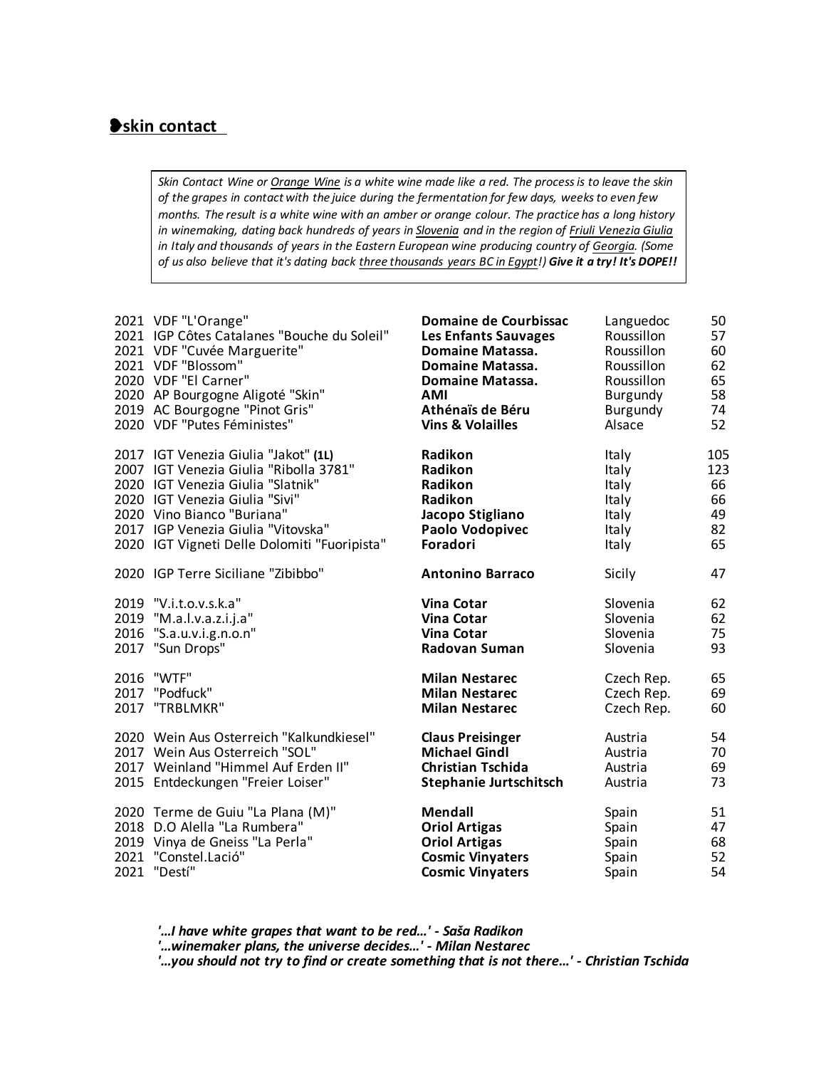## ❥skin contact

*Skin Contact Wine or Orange Wine is a white wine made like a red. The process is to leave the skin of the grapes in contact with the juice during the fermentation for few days, weeks to even few months. The result is a white wine with an amber or orange colour. The practice has a long history in winemaking, dating back hundreds of years in Slovenia and in the region of Friuli Venezia Giulia in Italy and thousands of years in the Eastern European wine producing country of Georgia. (Some of us also believe that it's dating back three thousands years BC in Egypt!)* ***Give it a try! It's DOPE!!***

| | | | | |
|---|---|---|---|---|
| 2021 | VDF "L'Orange" | **Domaine de Courbissac** | Languedoc | 50 |
| 2021 | IGP Côtes Catalanes "Bouche du Soleil" | **Les Enfants Sauvages** | Roussillon | 57 |
| 2021 | VDF "Cuvée Marguerite" | **Domaine Matassa.** | Roussillon | 60 |
| 2021 | VDF "Blossom" | **Domaine Matassa.** | Roussillon | 62 |
| 2020 | VDF "El Carner" | **Domaine Matassa.** | Roussillon | 65 |
| 2020 | AP Bourgogne Aligoté "Skin" | **AMI** | Burgundy | 58 |
| 2019 | AC Bourgogne "Pinot Gris" | **Athénaïs de Béru** | Burgundy | 74 |
| 2020 | VDF "Putes Féministes" | **Vins & Volailles** | Alsace | 52 |
| | | | | |
| 2017 | IGT Venezia Giulia "Jakot" **(1L)** | **Radikon** | Italy | 105 |
| 2007 | IGT Venezia Giulia "Ribolla 3781" | **Radikon** | Italy | 123 |
| 2020 | IGT Venezia Giulia "Slatnik" | **Radikon** | Italy | 66 |
| 2020 | IGT Venezia Giulia "Sivi" | **Radikon** | Italy | 66 |
| 2020 | Vino Bianco "Buriana" | **Jacopo Stigliano** | Italy | 49 |
| 2017 | IGP Venezia Giulia "Vitovska" | **Paolo Vodopivec** | Italy | 82 |
| 2020 | IGT Vigneti Delle Dolomiti "Fuoripista" | **Foradori** | Italy | 65 |
| | | | | |
| 2020 | IGP Terre Siciliane "Zibibbo" | **Antonino Barraco** | Sicily | 47 |
| | | | | |
| 2019 | "V.i.t.o.v.s.k.a" | **Vina Cotar** | Slovenia | 62 |
| 2019 | "M.a.l.v.a.z.i.j.a" | **Vina Cotar** | Slovenia | 62 |
| 2016 | "S.a.u.v.i.g.n.o.n" | **Vina Cotar** | Slovenia | 75 |
| 2017 | "Sun Drops" | **Radovan Suman** | Slovenia | 93 |
| | | | | |
| 2016 | "WTF" | **Milan Nestarec** | Czech Rep. | 65 |
| 2017 | "Podfuck" | **Milan Nestarec** | Czech Rep. | 69 |
| 2017 | "TRBLMKR" | **Milan Nestarec** | Czech Rep. | 60 |
| | | | | |
| 2020 | Wein Aus Osterreich "Kalkundkiesel" | **Claus Preisinger** | Austria | 54 |
| 2017 | Wein Aus Osterreich "SOL" | **Michael Gindl** | Austria | 70 |
| 2017 | Weinland "Himmel Auf Erden II" | **Christian Tschida** | Austria | 69 |
| 2015 | Entdeckungen "Freier Loiser" | **Stephanie Jurtschitsch** | Austria | 73 |
| | | | | |
| 2020 | Terme de Guiu "La Plana (M)" | **Mendall** | Spain | 51 |
| 2018 | D.O Alella "La Rumbera" | **Oriol Artigas** | Spain | 47 |
| 2019 | Vinya de Gneiss "La Perla" | **Oriol Artigas** | Spain | 68 |
| 2021 | "Constel.Lació" | **Cosmic Vinyaters** | Spain | 52 |
| 2021 | "Destí" | **Cosmic Vinyaters** | Spain | 54 |

***'…I have white grapes that want to be red…' - Saša Radikon***
***'…winemaker plans, the universe decides…' - Milan Nestarec***
***'…you should not try to find or create something that is not there…' - Christian Tschida***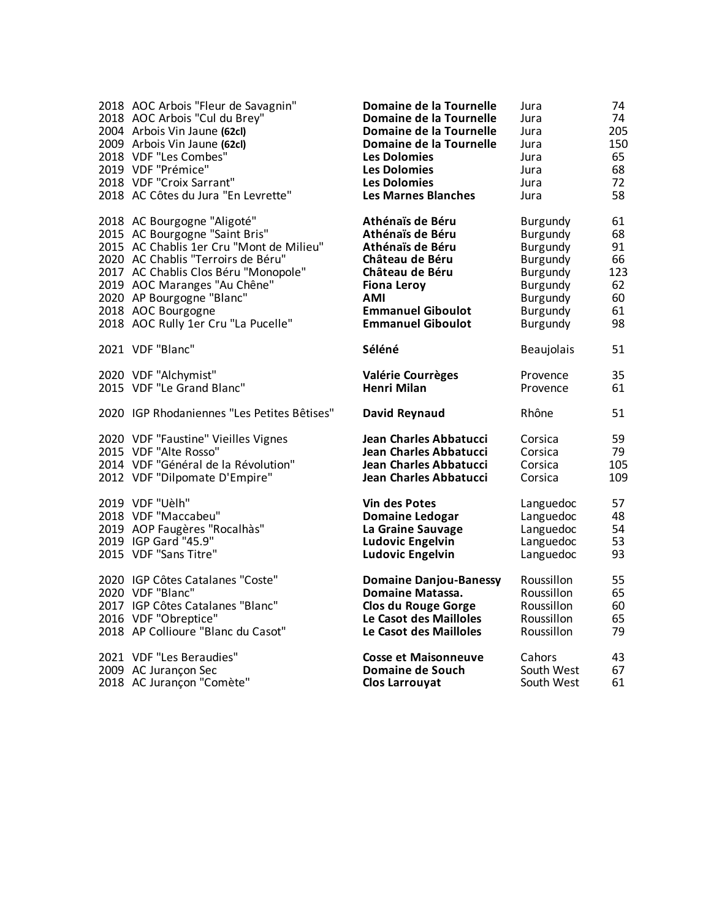| Vintage | Wine | Producer | Region | Price |
|---|---|---|---|---|
| 2018 | AOC Arbois "Fleur de Savagnin" | **Domaine de la Tournelle** | Jura | 74 |
| 2018 | AOC Arbois "Cul du Brey" | **Domaine de la Tournelle** | Jura | 74 |
| 2004 | Arbois Vin Jaune **(62cl)** | **Domaine de la Tournelle** | Jura | 205 |
| 2009 | Arbois Vin Jaune **(62cl)** | **Domaine de la Tournelle** | Jura | 150 |
| 2018 | VDF "Les Combes" | **Les Dolomies** | Jura | 65 |
| 2019 | VDF "Prémice" | **Les Dolomies** | Jura | 68 |
| 2018 | VDF "Croix Sarrant" | **Les Dolomies** | Jura | 72 |
| 2018 | AC Côtes du Jura "En Levrette" | **Les Marnes Blanches** | Jura | 58 |
| | | | | |
| 2018 | AC Bourgogne "Aligoté" | **Athénaïs de Béru** | Burgundy | 61 |
| 2015 | AC Bourgogne "Saint Bris" | **Athénaïs de Béru** | Burgundy | 68 |
| 2015 | AC Chablis 1er Cru "Mont de Milieu" | **Athénaïs de Béru** | Burgundy | 91 |
| 2020 | AC Chablis "Terroirs de Béru" | **Château de Béru** | Burgundy | 66 |
| 2017 | AC Chablis Clos Béru "Monopole" | **Château de Béru** | Burgundy | 123 |
| 2019 | AOC Maranges "Au Chêne" | **Fiona Leroy** | Burgundy | 62 |
| 2020 | AP Bourgogne "Blanc" | **AMI** | Burgundy | 60 |
| 2018 | AOC Bourgogne | **Emmanuel Giboulot** | Burgundy | 61 |
| 2018 | AOC Rully 1er Cru "La Pucelle" | **Emmanuel Giboulot** | Burgundy | 98 |
| | | | | |
| 2021 | VDF "Blanc" | **Séléné** | Beaujolais | 51 |
| | | | | |
| 2020 | VDF "Alchymist" | **Valérie Courrèges** | Provence | 35 |
| 2015 | VDF "Le Grand Blanc" | **Henri Milan** | Provence | 61 |
| | | | | |
| 2020 | IGP Rhodaniennes "Les Petites Bêtises" | **David Reynaud** | Rhône | 51 |
| | | | | |
| 2020 | VDF "Faustine" Vieilles Vignes | **Jean Charles Abbatucci** | Corsica | 59 |
| 2015 | VDF "Alte Rosso" | **Jean Charles Abbatucci** | Corsica | 79 |
| 2014 | VDF "Général de la Révolution" | **Jean Charles Abbatucci** | Corsica | 105 |
| 2012 | VDF "Dilpomate D'Empire" | **Jean Charles Abbatucci** | Corsica | 109 |
| | | | | |
| 2019 | VDF "Uèlh" | **Vin des Potes** | Languedoc | 57 |
| 2018 | VDF "Maccabeu" | **Domaine Ledogar** | Languedoc | 48 |
| 2019 | AOP Faugères "Rocalhàs" | **La Graine Sauvage** | Languedoc | 54 |
| 2019 | IGP Gard "45.9" | **Ludovic Engelvin** | Languedoc | 53 |
| 2015 | VDF "Sans Titre" | **Ludovic Engelvin** | Languedoc | 93 |
| | | | | |
| 2020 | IGP Côtes Catalanes "Coste" | **Domaine Danjou-Banessy** | Roussillon | 55 |
| 2020 | VDF "Blanc" | **Domaine Matassa.** | Roussillon | 65 |
| 2017 | IGP Côtes Catalanes "Blanc" | **Clos du Rouge Gorge** | Roussillon | 60 |
| 2016 | VDF "Obreptice" | **Le Casot des Mailloles** | Roussillon | 65 |
| 2018 | AP Collioure "Blanc du Casot" | **Le Casot des Mailloles** | Roussillon | 79 |
| | | | | |
| 2021 | VDF "Les Beraudies" | **Cosse et Maisonneuve** | Cahors | 43 |
| 2009 | AC Jurançon Sec | **Domaine de Souch** | South West | 67 |
| 2018 | AC Jurançon "Comète" | **Clos Larrouyat** | South West | 61 |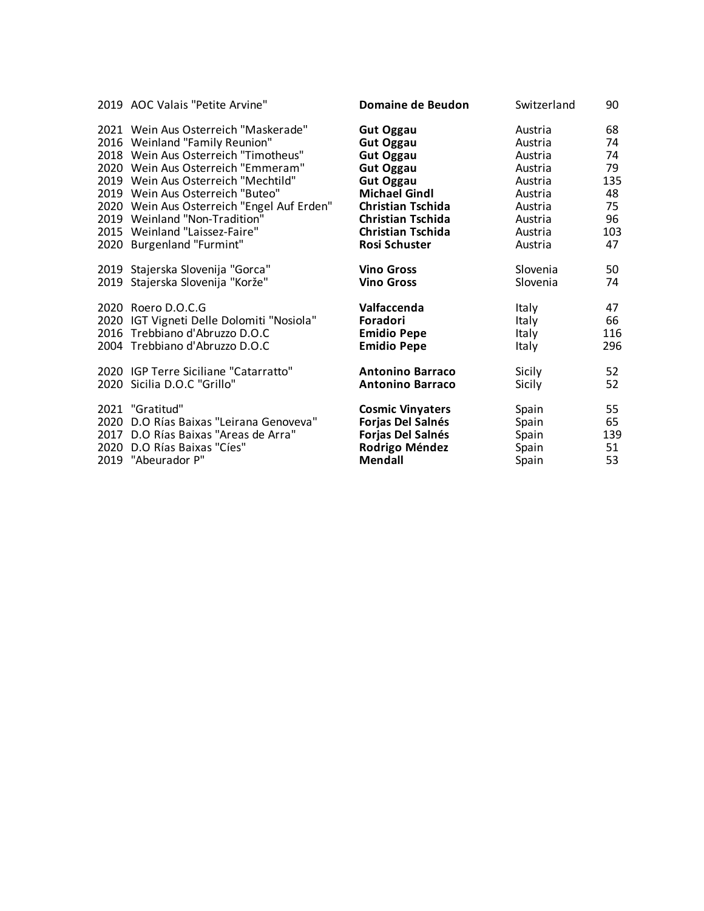| | | | | |
|---|---|---|---|---|
| 2019 | AOC Valais "Petite Arvine" | **Domaine de Beudon** | Switzerland | 90 |
| | | | | |
| 2021 | Wein Aus Osterreich "Maskerade" | **Gut Oggau** | Austria | 68 |
| 2016 | Weinland "Family Reunion" | **Gut Oggau** | Austria | 74 |
| 2018 | Wein Aus Osterreich "Timotheus" | **Gut Oggau** | Austria | 74 |
| 2020 | Wein Aus Osterreich "Emmeram" | **Gut Oggau** | Austria | 79 |
| 2019 | Wein Aus Osterreich "Mechtild" | **Gut Oggau** | Austria | 135 |
| 2019 | Wein Aus Osterreich "Buteo" | **Michael Gindl** | Austria | 48 |
| 2020 | Wein Aus Osterreich "Engel Auf Erden" | **Christian Tschida** | Austria | 75 |
| 2019 | Weinland "Non-Tradition" | **Christian Tschida** | Austria | 96 |
| 2015 | Weinland "Laissez-Faire" | **Christian Tschida** | Austria | 103 |
| 2020 | Burgenland "Furmint" | **Rosi Schuster** | Austria | 47 |
| | | | | |
| 2019 | Stajerska Slovenija "Gorca" | **Vino Gross** | Slovenia | 50 |
| 2019 | Stajerska Slovenija "Korže" | **Vino Gross** | Slovenia | 74 |
| | | | | |
| 2020 | Roero D.O.C.G | **Valfaccenda** | Italy | 47 |
| 2020 | IGT Vigneti Delle Dolomiti "Nosiola" | **Foradori** | Italy | 66 |
| 2016 | Trebbiano d'Abruzzo D.O.C | **Emidio Pepe** | Italy | 116 |
| 2004 | Trebbiano d'Abruzzo D.O.C | **Emidio Pepe** | Italy | 296 |
| | | | | |
| 2020 | IGP Terre Siciliane "Catarratto" | **Antonino Barraco** | Sicily | 52 |
| 2020 | Sicilia D.O.C "Grillo" | **Antonino Barraco** | Sicily | 52 |
| | | | | |
| 2021 | "Gratitud" | **Cosmic Vinyaters** | Spain | 55 |
| 2020 | D.O Rías Baixas "Leirana Genoveva" | **Forjas Del Salnés** | Spain | 65 |
| 2017 | D.O Rías Baixas "Areas de Arra" | **Forjas Del Salnés** | Spain | 139 |
| 2020 | D.O Rías Baixas "Cíes" | **Rodrigo Méndez** | Spain | 51 |
| 2019 | "Abeurador P" | **Mendall** | Spain | 53 |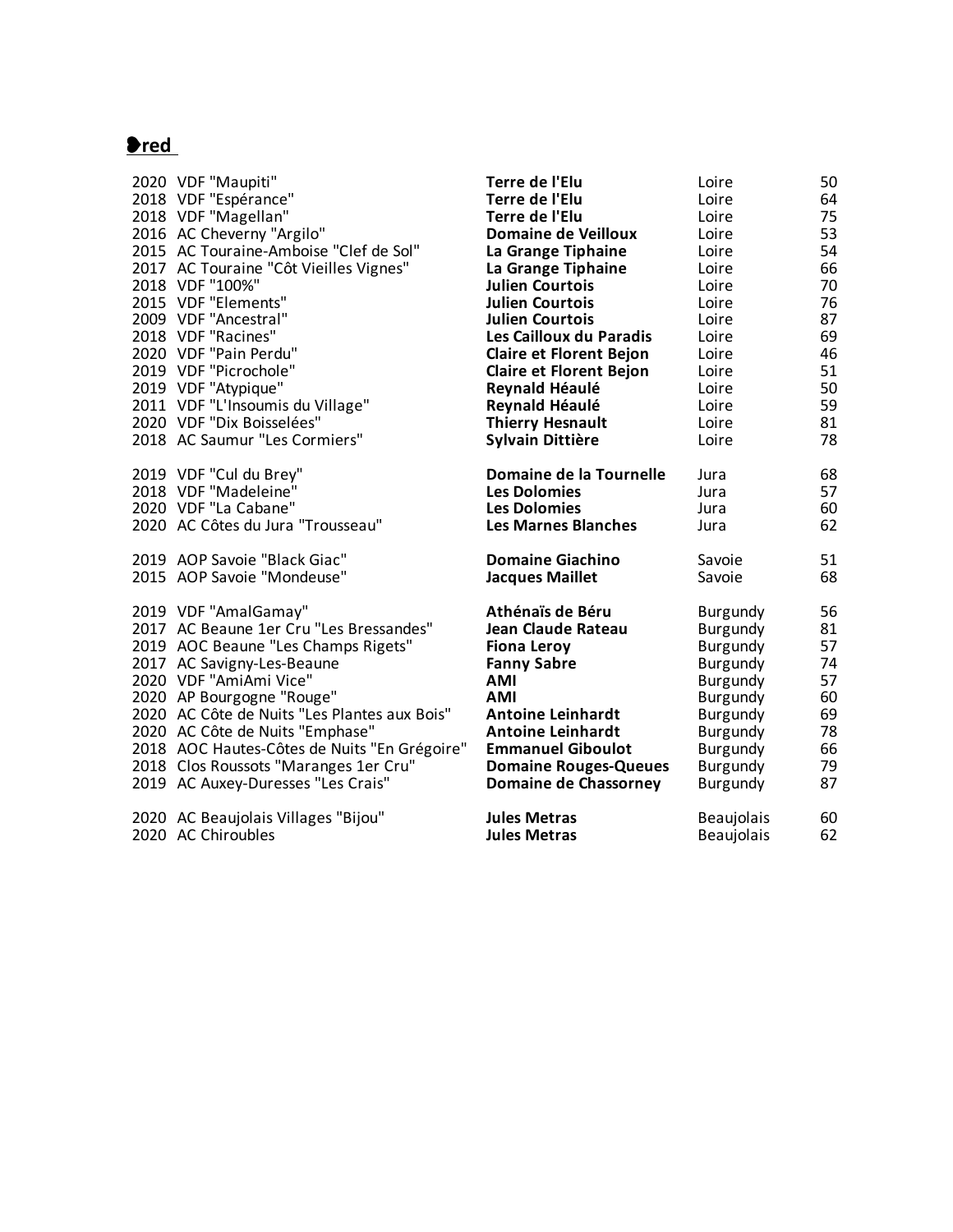## red

| | | | | |
|---|---|---|---|---|
| 2020 | VDF "Maupiti" | **Terre de l'Elu** | Loire | 50 |
| 2018 | VDF "Espérance" | **Terre de l'Elu** | Loire | 64 |
| 2018 | VDF "Magellan" | **Terre de l'Elu** | Loire | 75 |
| 2016 | AC Cheverny "Argilo" | **Domaine de Veilloux** | Loire | 53 |
| 2015 | AC Touraine-Amboise "Clef de Sol" | **La Grange Tiphaine** | Loire | 54 |
| 2017 | AC Touraine "Côt Vieilles Vignes" | **La Grange Tiphaine** | Loire | 66 |
| 2018 | VDF "100%" | **Julien Courtois** | Loire | 70 |
| 2015 | VDF "Elements" | **Julien Courtois** | Loire | 76 |
| 2009 | VDF "Ancestral" | **Julien Courtois** | Loire | 87 |
| 2018 | VDF "Racines" | **Les Cailloux du Paradis** | Loire | 69 |
| 2020 | VDF "Pain Perdu" | **Claire et Florent Bejon** | Loire | 46 |
| 2019 | VDF "Picrochole" | **Claire et Florent Bejon** | Loire | 51 |
| 2019 | VDF "Atypique" | **Reynald Héaulé** | Loire | 50 |
| 2011 | VDF "L'Insoumis du Village" | **Reynald Héaulé** | Loire | 59 |
| 2020 | VDF "Dix Boisselées" | **Thierry Hesnault** | Loire | 81 |
| 2018 | AC Saumur "Les Cormiers" | **Sylvain Dittière** | Loire | 78 |
| | | | | |
| 2019 | VDF "Cul du Brey" | **Domaine de la Tournelle** | Jura | 68 |
| 2018 | VDF "Madeleine" | **Les Dolomies** | Jura | 57 |
| 2020 | VDF "La Cabane" | **Les Dolomies** | Jura | 60 |
| 2020 | AC Côtes du Jura "Trousseau" | **Les Marnes Blanches** | Jura | 62 |
| | | | | |
| 2019 | AOP Savoie "Black Giac" | **Domaine Giachino** | Savoie | 51 |
| 2015 | AOP Savoie "Mondeuse" | **Jacques Maillet** | Savoie | 68 |
| | | | | |
| 2019 | VDF "AmalGamay" | **Athénaïs de Béru** | Burgundy | 56 |
| 2017 | AC Beaune 1er Cru "Les Bressandes" | **Jean Claude Rateau** | Burgundy | 81 |
| 2019 | AOC Beaune "Les Champs Rigets" | **Fiona Leroy** | Burgundy | 57 |
| 2017 | AC Savigny-Les-Beaune | **Fanny Sabre** | Burgundy | 74 |
| 2020 | VDF "AmiAmi Vice" | **AMI** | Burgundy | 57 |
| 2020 | AP Bourgogne "Rouge" | **AMI** | Burgundy | 60 |
| 2020 | AC Côte de Nuits "Les Plantes aux Bois" | **Antoine Leinhardt** | Burgundy | 69 |
| 2020 | AC Côte de Nuits "Emphase" | **Antoine Leinhardt** | Burgundy | 78 |
| 2018 | AOC Hautes-Côtes de Nuits "En Grégoire" | **Emmanuel Giboulot** | Burgundy | 66 |
| 2018 | Clos Roussots "Maranges 1er Cru" | **Domaine Rouges-Queues** | Burgundy | 79 |
| 2019 | AC Auxey-Duresses "Les Crais" | **Domaine de Chassorney** | Burgundy | 87 |
| | | | | |
| 2020 | AC Beaujolais Villages "Bijou" | **Jules Metras** | Beaujolais | 60 |
| 2020 | AC Chiroubles | **Jules Metras** | Beaujolais | 62 |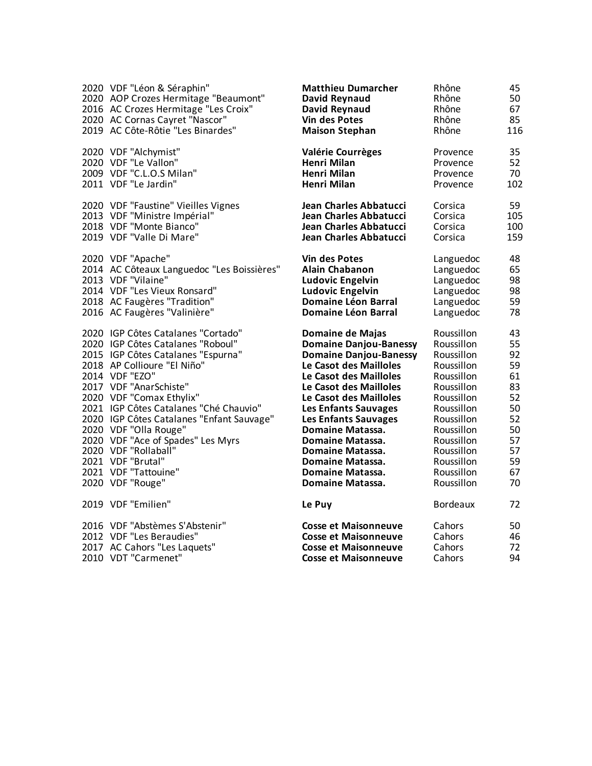| Wine | Producer | Region | Price |
|---|---|---|---|
| 2020 VDF "Léon & Séraphin" | **Matthieu Dumarcher** | Rhône | 45 |
| 2020 AOP Crozes Hermitage "Beaumont" | **David Reynaud** | Rhône | 50 |
| 2016 AC Crozes Hermitage "Les Croix" | **David Reynaud** | Rhône | 67 |
| 2020 AC Cornas Cayret "Nascor" | **Vin des Potes** | Rhône | 85 |
| 2019 AC Côte-Rôtie "Les Binardes" | **Maison Stephan** | Rhône | 116 |
| | | | |
| 2020 VDF "Alchymist" | **Valérie Courrèges** | Provence | 35 |
| 2020 VDF "Le Vallon" | **Henri Milan** | Provence | 52 |
| 2009 VDF "C.L.O.S Milan" | **Henri Milan** | Provence | 70 |
| 2011 VDF "Le Jardin" | **Henri Milan** | Provence | 102 |
| | | | |
| 2020 VDF "Faustine" Vieilles Vignes | **Jean Charles Abbatucci** | Corsica | 59 |
| 2013 VDF "Ministre Impérial" | **Jean Charles Abbatucci** | Corsica | 105 |
| 2018 VDF "Monte Bianco" | **Jean Charles Abbatucci** | Corsica | 100 |
| 2019 VDF "Valle Di Mare" | **Jean Charles Abbatucci** | Corsica | 159 |
| | | | |
| 2020 VDF "Apache" | **Vin des Potes** | Languedoc | 48 |
| 2014 AC Côteaux Languedoc "Les Boissières" | **Alain Chabanon** | Languedoc | 65 |
| 2013 VDF "Vilaine" | **Ludovic Engelvin** | Languedoc | 98 |
| 2014 VDF "Les Vieux Ronsard" | **Ludovic Engelvin** | Languedoc | 98 |
| 2018 AC Faugères "Tradition" | **Domaine Léon Barral** | Languedoc | 59 |
| 2016 AC Faugères "Valinière" | **Domaine Léon Barral** | Languedoc | 78 |
| | | | |
| 2020 IGP Côtes Catalanes "Cortado" | **Domaine de Majas** | Roussillon | 43 |
| 2020 IGP Côtes Catalanes "Roboul" | **Domaine Danjou-Banessy** | Roussillon | 55 |
| 2015 IGP Côtes Catalanes "Espurna" | **Domaine Danjou-Banessy** | Roussillon | 92 |
| 2018 AP Collioure "El Niño" | **Le Casot des Mailloles** | Roussillon | 59 |
| 2014 VDF "EZO" | **Le Casot des Mailloles** | Roussillon | 61 |
| 2017 VDF "AnarSchiste" | **Le Casot des Mailloles** | Roussillon | 83 |
| 2020 VDF "Comax Ethylix" | **Le Casot des Mailloles** | Roussillon | 52 |
| 2021 IGP Côtes Catalanes "Ché Chauvio" | **Les Enfants Sauvages** | Roussillon | 50 |
| 2020 IGP Côtes Catalanes "Enfant Sauvage" | **Les Enfants Sauvages** | Roussillon | 52 |
| 2020 VDF "Olla Rouge" | **Domaine Matassa.** | Roussillon | 50 |
| 2020 VDF "Ace of Spades" Les Myrs | **Domaine Matassa.** | Roussillon | 57 |
| 2020 VDF "Rollaball" | **Domaine Matassa.** | Roussillon | 57 |
| 2021 VDF "Brutal" | **Domaine Matassa.** | Roussillon | 59 |
| 2021 VDF "Tattouine" | **Domaine Matassa.** | Roussillon | 67 |
| 2020 VDF "Rouge" | **Domaine Matassa.** | Roussillon | 70 |
| | | | |
| 2019 VDF "Emilien" | **Le Puy** | Bordeaux | 72 |
| | | | |
| 2016 VDF "Abstèmes S'Abstenir" | **Cosse et Maisonneuve** | Cahors | 50 |
| 2012 VDF "Les Beraudies" | **Cosse et Maisonneuve** | Cahors | 46 |
| 2017 AC Cahors "Les Laquets" | **Cosse et Maisonneuve** | Cahors | 72 |
| 2010 VDT "Carmenet" | **Cosse et Maisonneuve** | Cahors | 94 |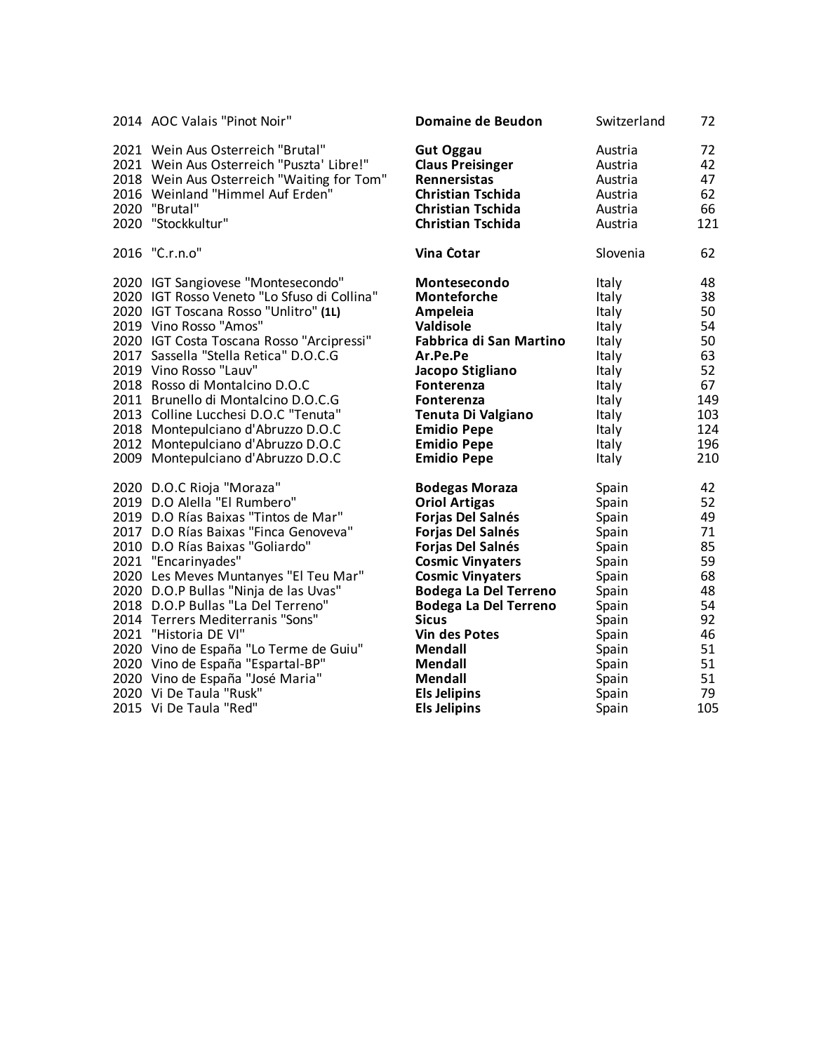| Vintage | Wine | Producer | Country | Price |
|---|---|---|---|---|
| 2014 | AOC Valais "Pinot Noir" | **Domaine de Beudon** | Switzerland | 72 |
| | | | | |
| 2021 | Wein Aus Osterreich "Brutal" | **Gut Oggau** | Austria | 72 |
| 2021 | Wein Aus Osterreich "Puszta' Libre!" | **Claus Preisinger** | Austria | 42 |
| 2018 | Wein Aus Osterreich "Waiting for Tom" | **Rennersistas** | Austria | 47 |
| 2016 | Weinland "Himmel Auf Erden" | **Christian Tschida** | Austria | 62 |
| 2020 | "Brutal" | **Christian Tschida** | Austria | 66 |
| 2020 | "Stockkultur" | **Christian Tschida** | Austria | 121 |
| | | | | |
| 2016 | "Č.r.n.o" | **Vina Čotar** | Slovenia | 62 |
| | | | | |
| 2020 | IGT Sangiovese "Montesecondo" | **Montesecondo** | Italy | 48 |
| 2020 | IGT Rosso Veneto "Lo Sfuso di Collina" | **Monteforche** | Italy | 38 |
| 2020 | IGT Toscana Rosso "Unlitro" **(1L)** | **Ampeleia** | Italy | 50 |
| 2019 | Vino Rosso "Amos" | **Valdisole** | Italy | 54 |
| 2020 | IGT Costa Toscana Rosso "Arcipressi" | **Fabbrica di San Martino** | Italy | 50 |
| 2017 | Sassella "Stella Retica" D.O.C.G | **Ar.Pe.Pe** | Italy | 63 |
| 2019 | Vino Rosso "Lauv" | **Jacopo Stigliano** | Italy | 52 |
| 2018 | Rosso di Montalcino D.O.C | **Fonterenza** | Italy | 67 |
| 2011 | Brunello di Montalcino D.O.C.G | **Fonterenza** | Italy | 149 |
| 2013 | Colline Lucchesi D.O.C "Tenuta" | **Tenuta Di Valgiano** | Italy | 103 |
| 2018 | Montepulciano d'Abruzzo D.O.C | **Emidio Pepe** | Italy | 124 |
| 2012 | Montepulciano d'Abruzzo D.O.C | **Emidio Pepe** | Italy | 196 |
| 2009 | Montepulciano d'Abruzzo D.O.C | **Emidio Pepe** | Italy | 210 |
| | | | | |
| 2020 | D.O.C Rioja "Moraza" | **Bodegas Moraza** | Spain | 42 |
| 2019 | D.O Alella "El Rumbero" | **Oriol Artigas** | Spain | 52 |
| 2019 | D.O Rías Baixas "Tintos de Mar" | **Forjas Del Salnés** | Spain | 49 |
| 2017 | D.O Rías Baixas "Finca Genoveva" | **Forjas Del Salnés** | Spain | 71 |
| 2010 | D.O Rías Baixas "Goliardo" | **Forjas Del Salnés** | Spain | 85 |
| 2021 | "Encarinyades" | **Cosmic Vinyaters** | Spain | 59 |
| 2020 | Les Meves Muntanyes "El Teu Mar" | **Cosmic Vinyaters** | Spain | 68 |
| 2020 | D.O.P Bullas "Ninja de las Uvas" | **Bodega La Del Terreno** | Spain | 48 |
| 2018 | D.O.P Bullas "La Del Terreno" | **Bodega La Del Terreno** | Spain | 54 |
| 2014 | Terrers Mediterranis "Sons" | **Sicus** | Spain | 92 |
| 2021 | "Historia DE VI" | **Vin des Potes** | Spain | 46 |
| 2020 | Vino de España "Lo Terme de Guiu" | **Mendall** | Spain | 51 |
| 2020 | Vino de España "Espartal-BP" | **Mendall** | Spain | 51 |
| 2020 | Vino de España "José Maria" | **Mendall** | Spain | 51 |
| 2020 | Vi De Taula "Rusk" | **Els Jelipins** | Spain | 79 |
| 2015 | Vi De Taula "Red" | **Els Jelipins** | Spain | 105 |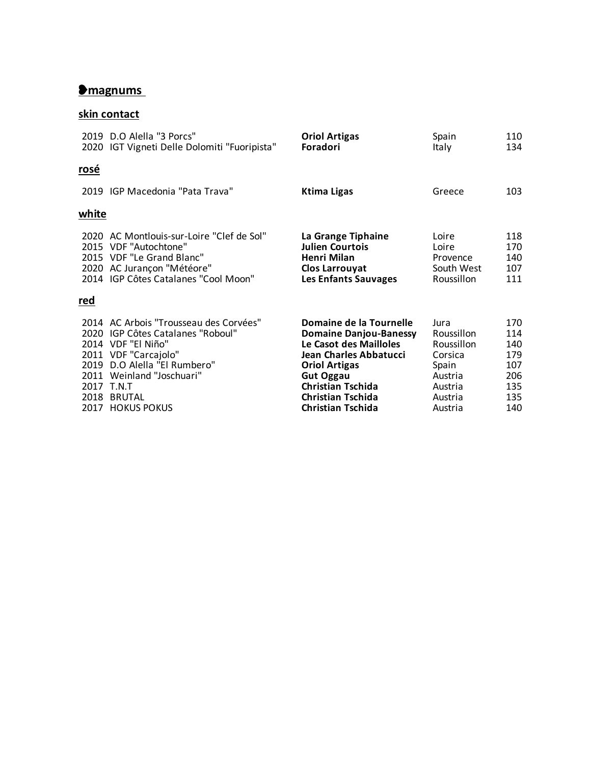## ❥magnums

### skin contact

| Vintage | Wine | Producer | Region | Price |
|---|---|---|---|---|
| 2019 | D.O Alella "3 Porcs" | **Oriol Artigas** | Spain | 110 |
| 2020 | IGT Vigneti Delle Dolomiti "Fuoripista" | **Foradori** | Italy | 134 |

### rosé

| Vintage | Wine | Producer | Region | Price |
|---|---|---|---|---|
| 2019 | IGP Macedonia "Pata Trava" | **Ktima Ligas** | Greece | 103 |

### white

| Vintage | Wine | Producer | Region | Price |
|---|---|---|---|---|
| 2020 | AC Montlouis-sur-Loire "Clef de Sol" | **La Grange Tiphaine** | Loire | 118 |
| 2015 | VDF "Autochtone" | **Julien Courtois** | Loire | 170 |
| 2015 | VDF "Le Grand Blanc" | **Henri Milan** | Provence | 140 |
| 2020 | AC Jurançon "Météore" | **Clos Larrouyat** | South West | 107 |
| 2014 | IGP Côtes Catalanes "Cool Moon" | **Les Enfants Sauvages** | Roussillon | 111 |

### red

| Vintage | Wine | Producer | Region | Price |
|---|---|---|---|---|
| 2014 | AC Arbois "Trousseau des Corvées" | **Domaine de la Tournelle** | Jura | 170 |
| 2020 | IGP Côtes Catalanes "Roboul" | **Domaine Danjou-Banessy** | Roussillon | 114 |
| 2014 | VDF "El Niño" | **Le Casot des Mailloles** | Roussillon | 140 |
| 2011 | VDF "Carcajolo" | **Jean Charles Abbatucci** | Corsica | 179 |
| 2019 | D.O Alella "El Rumbero" | **Oriol Artigas** | Spain | 107 |
| 2011 | Weinland "Joschuari" | **Gut Oggau** | Austria | 206 |
| 2017 | T.N.T | **Christian Tschida** | Austria | 135 |
| 2018 | BRUTAL | **Christian Tschida** | Austria | 135 |
| 2017 | HOKUS POKUS | **Christian Tschida** | Austria | 140 |